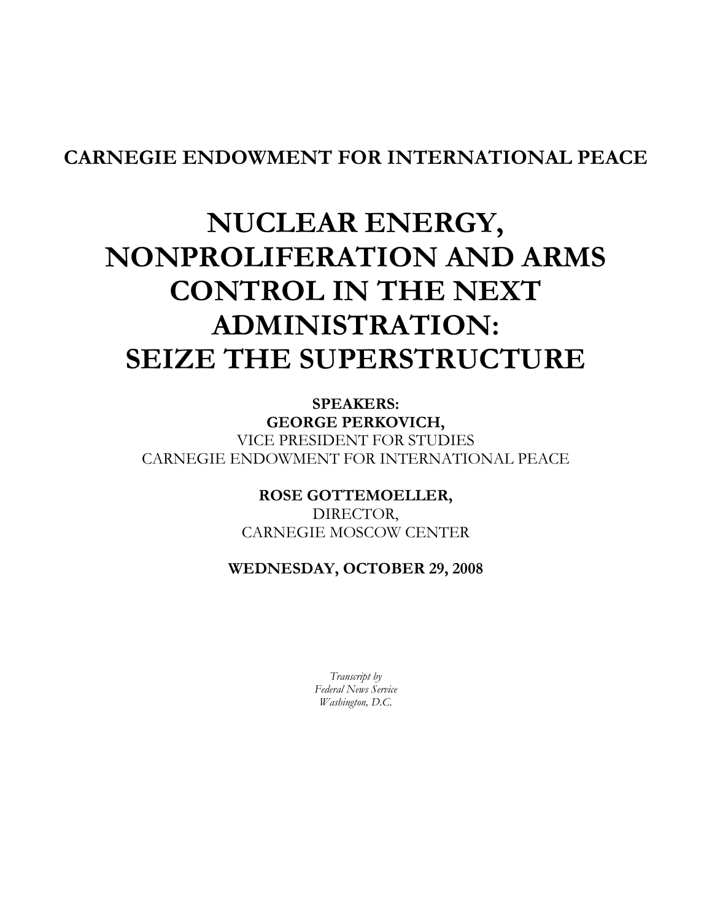**CARNEGIE ENDOWMENT FOR INTERNATIONAL PEACE**

# NUCLEAR ENERGY, NONPROLIFERATION AND ARMS CONTROL IN THE NEXT ADMINISTRATION: SEIZE THE SUPERSTRUCTURE

**SPEAKERS:**

**GEORGE PERKOVICH,**
VICE PRESIDENT FOR STUDIES
CARNEGIE ENDOWMENT FOR INTERNATIONAL PEACE

**ROSE GOTTEMOELLER,**
DIRECTOR,
CARNEGIE MOSCOW CENTER

**WEDNESDAY, OCTOBER 29, 2008**

*Transcript by*
*Federal News Service*
*Washington, D.C.*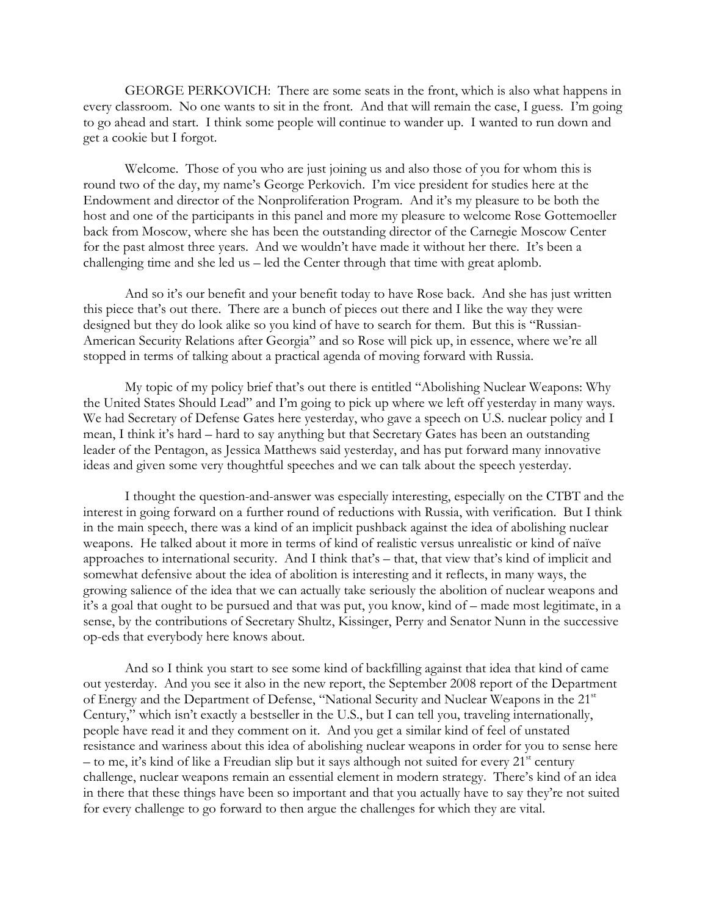GEORGE PERKOVICH: There are some seats in the front, which is also what happens in every classroom. No one wants to sit in the front. And that will remain the case, I guess. I'm going to go ahead and start. I think some people will continue to wander up. I wanted to run down and get a cookie but I forgot.

Welcome. Those of you who are just joining us and also those of you for whom this is round two of the day, my name's George Perkovich. I'm vice president for studies here at the Endowment and director of the Nonproliferation Program. And it's my pleasure to be both the host and one of the participants in this panel and more my pleasure to welcome Rose Gottemoeller back from Moscow, where she has been the outstanding director of the Carnegie Moscow Center for the past almost three years. And we wouldn't have made it without her there. It's been a challenging time and she led us – led the Center through that time with great aplomb.

And so it's our benefit and your benefit today to have Rose back. And she has just written this piece that's out there. There are a bunch of pieces out there and I like the way they were designed but they do look alike so you kind of have to search for them. But this is "Russian-American Security Relations after Georgia" and so Rose will pick up, in essence, where we're all stopped in terms of talking about a practical agenda of moving forward with Russia.

My topic of my policy brief that's out there is entitled "Abolishing Nuclear Weapons: Why the United States Should Lead" and I'm going to pick up where we left off yesterday in many ways. We had Secretary of Defense Gates here yesterday, who gave a speech on U.S. nuclear policy and I mean, I think it's hard – hard to say anything but that Secretary Gates has been an outstanding leader of the Pentagon, as Jessica Matthews said yesterday, and has put forward many innovative ideas and given some very thoughtful speeches and we can talk about the speech yesterday.

I thought the question-and-answer was especially interesting, especially on the CTBT and the interest in going forward on a further round of reductions with Russia, with verification. But I think in the main speech, there was a kind of an implicit pushback against the idea of abolishing nuclear weapons. He talked about it more in terms of kind of realistic versus unrealistic or kind of naïve approaches to international security. And I think that's – that, that view that's kind of implicit and somewhat defensive about the idea of abolition is interesting and it reflects, in many ways, the growing salience of the idea that we can actually take seriously the abolition of nuclear weapons and it's a goal that ought to be pursued and that was put, you know, kind of – made most legitimate, in a sense, by the contributions of Secretary Shultz, Kissinger, Perry and Senator Nunn in the successive op-eds that everybody here knows about.

And so I think you start to see some kind of backfilling against that idea that kind of came out yesterday. And you see it also in the new report, the September 2008 report of the Department of Energy and the Department of Defense, "National Security and Nuclear Weapons in the 21st Century," which isn't exactly a bestseller in the U.S., but I can tell you, traveling internationally, people have read it and they comment on it. And you get a similar kind of feel of unstated resistance and wariness about this idea of abolishing nuclear weapons in order for you to sense here – to me, it's kind of like a Freudian slip but it says although not suited for every 21st century challenge, nuclear weapons remain an essential element in modern strategy. There's kind of an idea in there that these things have been so important and that you actually have to say they're not suited for every challenge to go forward to then argue the challenges for which they are vital.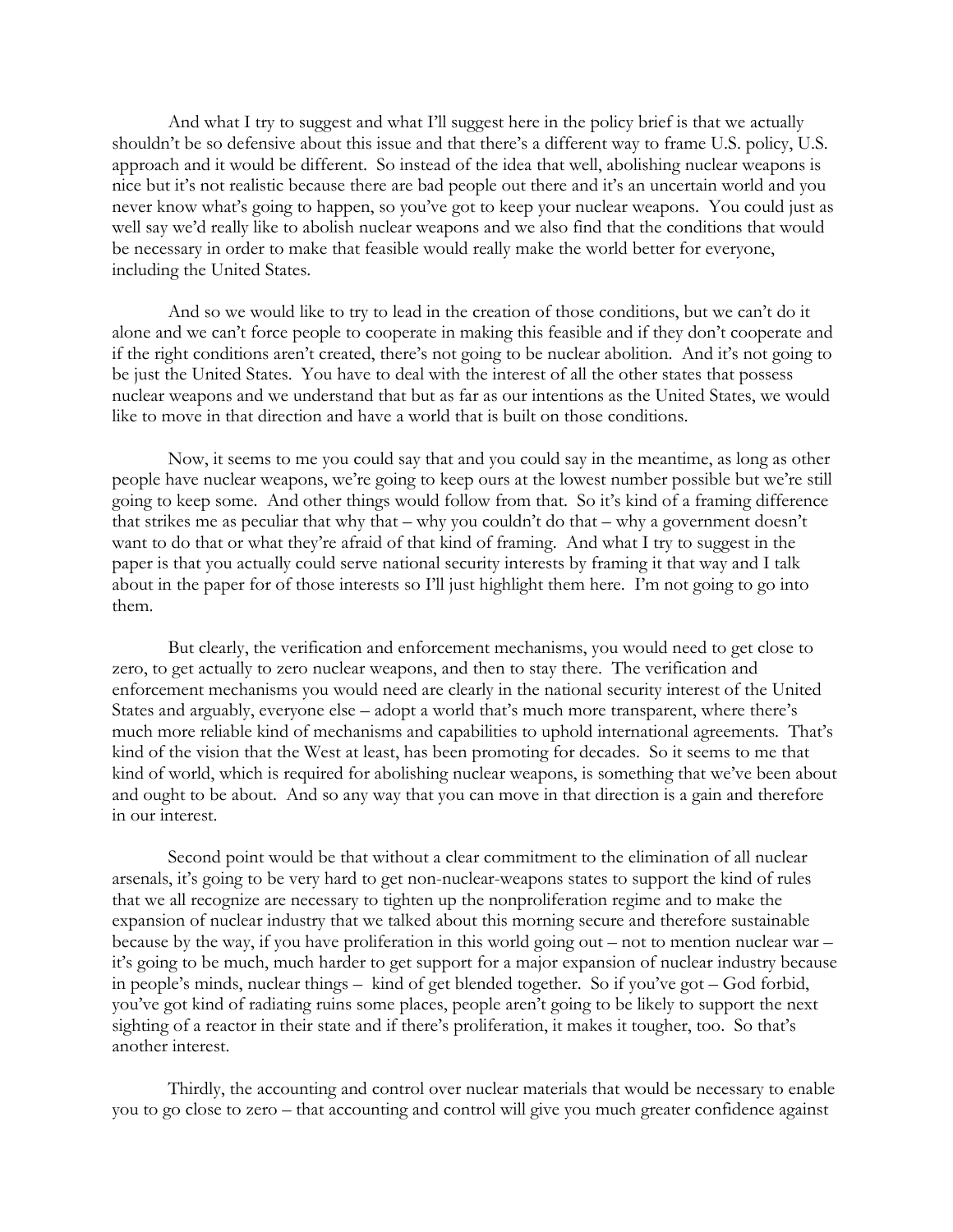And what I try to suggest and what I'll suggest here in the policy brief is that we actually shouldn't be so defensive about this issue and that there's a different way to frame U.S. policy, U.S. approach and it would be different. So instead of the idea that well, abolishing nuclear weapons is nice but it's not realistic because there are bad people out there and it's an uncertain world and you never know what's going to happen, so you've got to keep your nuclear weapons. You could just as well say we'd really like to abolish nuclear weapons and we also find that the conditions that would be necessary in order to make that feasible would really make the world better for everyone, including the United States.

And so we would like to try to lead in the creation of those conditions, but we can't do it alone and we can't force people to cooperate in making this feasible and if they don't cooperate and if the right conditions aren't created, there's not going to be nuclear abolition. And it's not going to be just the United States. You have to deal with the interest of all the other states that possess nuclear weapons and we understand that but as far as our intentions as the United States, we would like to move in that direction and have a world that is built on those conditions.

Now, it seems to me you could say that and you could say in the meantime, as long as other people have nuclear weapons, we're going to keep ours at the lowest number possible but we're still going to keep some. And other things would follow from that. So it's kind of a framing difference that strikes me as peculiar that why that – why you couldn't do that – why a government doesn't want to do that or what they're afraid of that kind of framing. And what I try to suggest in the paper is that you actually could serve national security interests by framing it that way and I talk about in the paper for of those interests so I'll just highlight them here. I'm not going to go into them.

But clearly, the verification and enforcement mechanisms, you would need to get close to zero, to get actually to zero nuclear weapons, and then to stay there. The verification and enforcement mechanisms you would need are clearly in the national security interest of the United States and arguably, everyone else – adopt a world that's much more transparent, where there's much more reliable kind of mechanisms and capabilities to uphold international agreements. That's kind of the vision that the West at least, has been promoting for decades. So it seems to me that kind of world, which is required for abolishing nuclear weapons, is something that we've been about and ought to be about. And so any way that you can move in that direction is a gain and therefore in our interest.

Second point would be that without a clear commitment to the elimination of all nuclear arsenals, it's going to be very hard to get non-nuclear-weapons states to support the kind of rules that we all recognize are necessary to tighten up the nonproliferation regime and to make the expansion of nuclear industry that we talked about this morning secure and therefore sustainable because by the way, if you have proliferation in this world going out – not to mention nuclear war – it's going to be much, much harder to get support for a major expansion of nuclear industry because in people's minds, nuclear things – kind of get blended together. So if you've got – God forbid, you've got kind of radiating ruins some places, people aren't going to be likely to support the next sighting of a reactor in their state and if there's proliferation, it makes it tougher, too. So that's another interest.

Thirdly, the accounting and control over nuclear materials that would be necessary to enable you to go close to zero – that accounting and control will give you much greater confidence against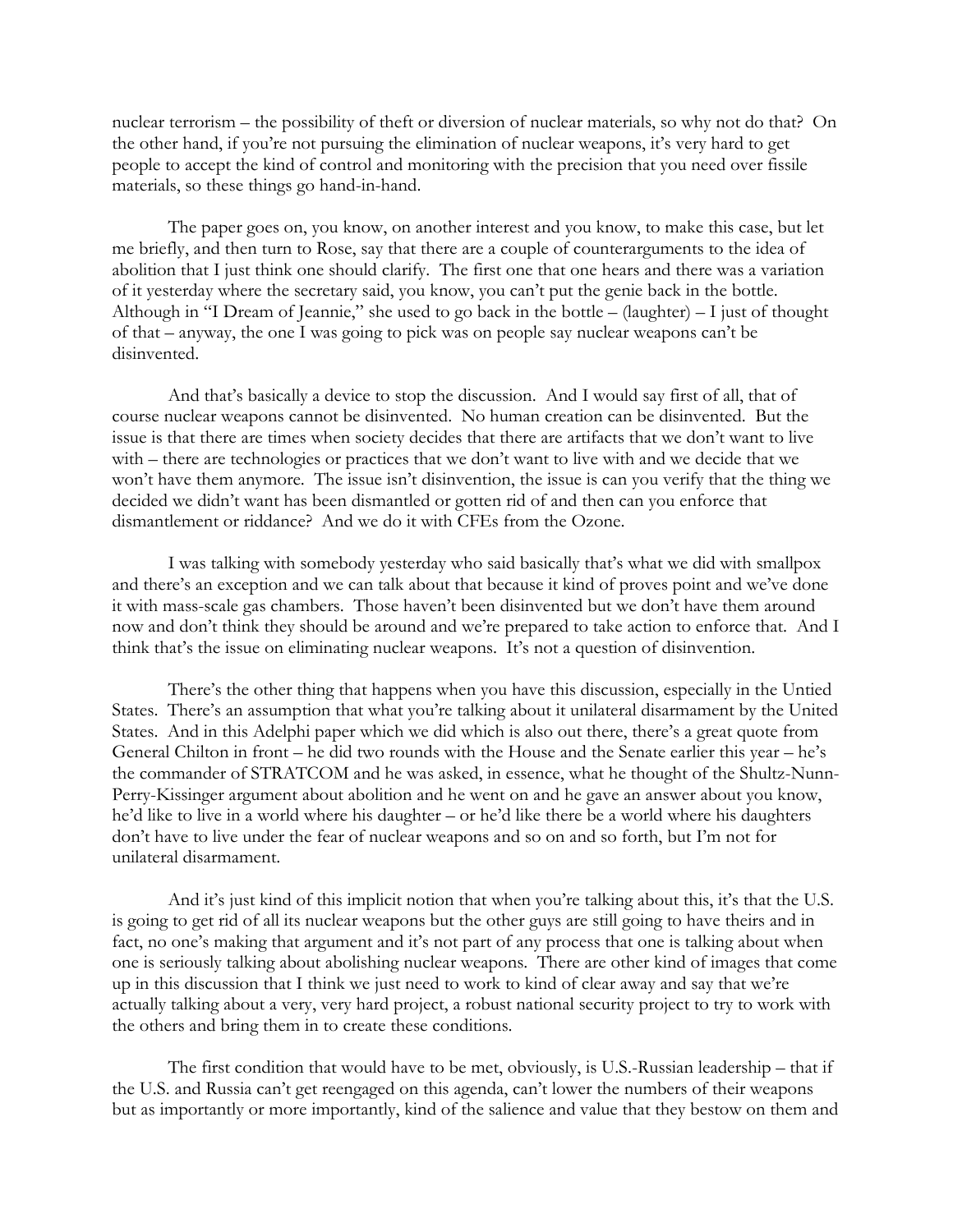nuclear terrorism – the possibility of theft or diversion of nuclear materials, so why not do that? On the other hand, if you're not pursuing the elimination of nuclear weapons, it's very hard to get people to accept the kind of control and monitoring with the precision that you need over fissile materials, so these things go hand-in-hand.

The paper goes on, you know, on another interest and you know, to make this case, but let me briefly, and then turn to Rose, say that there are a couple of counterarguments to the idea of abolition that I just think one should clarify. The first one that one hears and there was a variation of it yesterday where the secretary said, you know, you can't put the genie back in the bottle. Although in "I Dream of Jeannie," she used to go back in the bottle – (laughter) – I just of thought of that – anyway, the one I was going to pick was on people say nuclear weapons can't be disinvented.

And that's basically a device to stop the discussion. And I would say first of all, that of course nuclear weapons cannot be disinvented. No human creation can be disinvented. But the issue is that there are times when society decides that there are artifacts that we don't want to live with – there are technologies or practices that we don't want to live with and we decide that we won't have them anymore. The issue isn't disinvention, the issue is can you verify that the thing we decided we didn't want has been dismantled or gotten rid of and then can you enforce that dismantlement or riddance? And we do it with CFEs from the Ozone.

I was talking with somebody yesterday who said basically that's what we did with smallpox and there's an exception and we can talk about that because it kind of proves point and we've done it with mass-scale gas chambers. Those haven't been disinvented but we don't have them around now and don't think they should be around and we're prepared to take action to enforce that. And I think that's the issue on eliminating nuclear weapons. It's not a question of disinvention.

There's the other thing that happens when you have this discussion, especially in the Untied States. There's an assumption that what you're talking about it unilateral disarmament by the United States. And in this Adelphi paper which we did which is also out there, there's a great quote from General Chilton in front – he did two rounds with the House and the Senate earlier this year – he's the commander of STRATCOM and he was asked, in essence, what he thought of the Shultz-Nunn-Perry-Kissinger argument about abolition and he went on and he gave an answer about you know, he'd like to live in a world where his daughter – or he'd like there be a world where his daughters don't have to live under the fear of nuclear weapons and so on and so forth, but I'm not for unilateral disarmament.

And it's just kind of this implicit notion that when you're talking about this, it's that the U.S. is going to get rid of all its nuclear weapons but the other guys are still going to have theirs and in fact, no one's making that argument and it's not part of any process that one is talking about when one is seriously talking about abolishing nuclear weapons. There are other kind of images that come up in this discussion that I think we just need to work to kind of clear away and say that we're actually talking about a very, very hard project, a robust national security project to try to work with the others and bring them in to create these conditions.

The first condition that would have to be met, obviously, is U.S.-Russian leadership – that if the U.S. and Russia can't get reengaged on this agenda, can't lower the numbers of their weapons but as importantly or more importantly, kind of the salience and value that they bestow on them and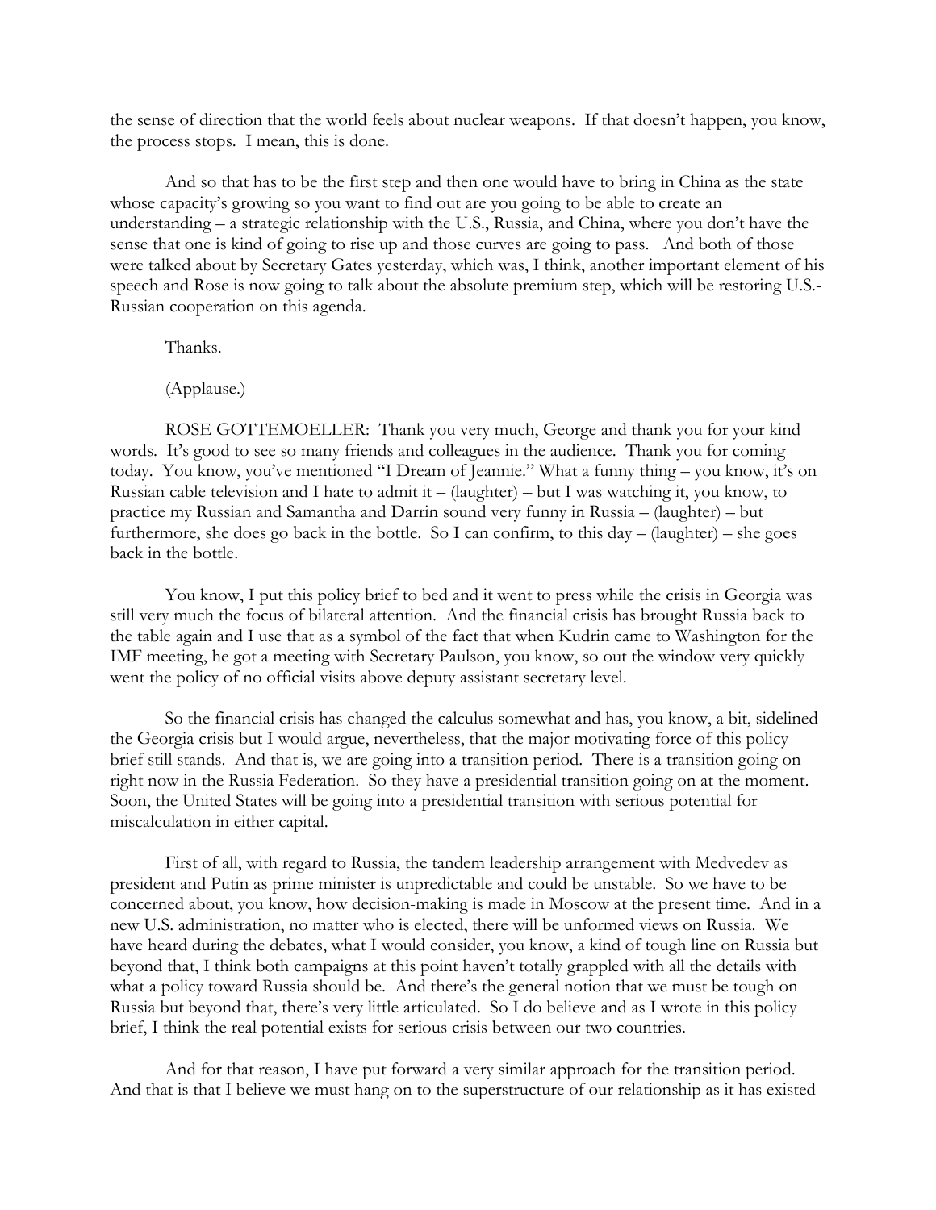the sense of direction that the world feels about nuclear weapons. If that doesn't happen, you know, the process stops. I mean, this is done.

And so that has to be the first step and then one would have to bring in China as the state whose capacity's growing so you want to find out are you going to be able to create an understanding – a strategic relationship with the U.S., Russia, and China, where you don't have the sense that one is kind of going to rise up and those curves are going to pass. And both of those were talked about by Secretary Gates yesterday, which was, I think, another important element of his speech and Rose is now going to talk about the absolute premium step, which will be restoring U.S.-Russian cooperation on this agenda.

Thanks.

(Applause.)

ROSE GOTTEMOELLER: Thank you very much, George and thank you for your kind words. It's good to see so many friends and colleagues in the audience. Thank you for coming today. You know, you've mentioned "I Dream of Jeannie." What a funny thing – you know, it's on Russian cable television and I hate to admit it – (laughter) – but I was watching it, you know, to practice my Russian and Samantha and Darrin sound very funny in Russia – (laughter) – but furthermore, she does go back in the bottle. So I can confirm, to this day – (laughter) – she goes back in the bottle.

You know, I put this policy brief to bed and it went to press while the crisis in Georgia was still very much the focus of bilateral attention. And the financial crisis has brought Russia back to the table again and I use that as a symbol of the fact that when Kudrin came to Washington for the IMF meeting, he got a meeting with Secretary Paulson, you know, so out the window very quickly went the policy of no official visits above deputy assistant secretary level.

So the financial crisis has changed the calculus somewhat and has, you know, a bit, sidelined the Georgia crisis but I would argue, nevertheless, that the major motivating force of this policy brief still stands. And that is, we are going into a transition period. There is a transition going on right now in the Russia Federation. So they have a presidential transition going on at the moment. Soon, the United States will be going into a presidential transition with serious potential for miscalculation in either capital.

First of all, with regard to Russia, the tandem leadership arrangement with Medvedev as president and Putin as prime minister is unpredictable and could be unstable. So we have to be concerned about, you know, how decision-making is made in Moscow at the present time. And in a new U.S. administration, no matter who is elected, there will be unformed views on Russia. We have heard during the debates, what I would consider, you know, a kind of tough line on Russia but beyond that, I think both campaigns at this point haven't totally grappled with all the details with what a policy toward Russia should be. And there's the general notion that we must be tough on Russia but beyond that, there's very little articulated. So I do believe and as I wrote in this policy brief, I think the real potential exists for serious crisis between our two countries.

And for that reason, I have put forward a very similar approach for the transition period. And that is that I believe we must hang on to the superstructure of our relationship as it has existed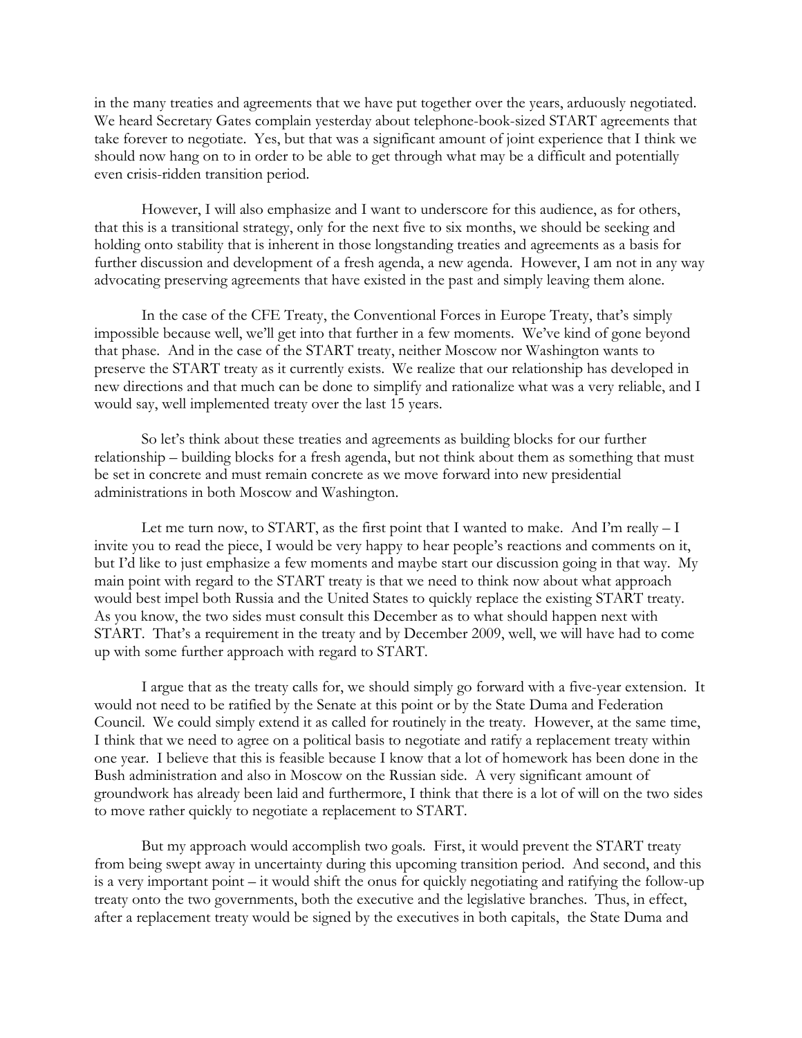in the many treaties and agreements that we have put together over the years, arduously negotiated. We heard Secretary Gates complain yesterday about telephone-book-sized START agreements that take forever to negotiate. Yes, but that was a significant amount of joint experience that I think we should now hang on to in order to be able to get through what may be a difficult and potentially even crisis-ridden transition period.

However, I will also emphasize and I want to underscore for this audience, as for others, that this is a transitional strategy, only for the next five to six months, we should be seeking and holding onto stability that is inherent in those longstanding treaties and agreements as a basis for further discussion and development of a fresh agenda, a new agenda. However, I am not in any way advocating preserving agreements that have existed in the past and simply leaving them alone.

In the case of the CFE Treaty, the Conventional Forces in Europe Treaty, that's simply impossible because well, we'll get into that further in a few moments. We've kind of gone beyond that phase. And in the case of the START treaty, neither Moscow nor Washington wants to preserve the START treaty as it currently exists. We realize that our relationship has developed in new directions and that much can be done to simplify and rationalize what was a very reliable, and I would say, well implemented treaty over the last 15 years.

So let's think about these treaties and agreements as building blocks for our further relationship – building blocks for a fresh agenda, but not think about them as something that must be set in concrete and must remain concrete as we move forward into new presidential administrations in both Moscow and Washington.

Let me turn now, to START, as the first point that I wanted to make. And I'm really – I invite you to read the piece, I would be very happy to hear people's reactions and comments on it, but I'd like to just emphasize a few moments and maybe start our discussion going in that way. My main point with regard to the START treaty is that we need to think now about what approach would best impel both Russia and the United States to quickly replace the existing START treaty. As you know, the two sides must consult this December as to what should happen next with START. That's a requirement in the treaty and by December 2009, well, we will have had to come up with some further approach with regard to START.

I argue that as the treaty calls for, we should simply go forward with a five-year extension. It would not need to be ratified by the Senate at this point or by the State Duma and Federation Council. We could simply extend it as called for routinely in the treaty. However, at the same time, I think that we need to agree on a political basis to negotiate and ratify a replacement treaty within one year. I believe that this is feasible because I know that a lot of homework has been done in the Bush administration and also in Moscow on the Russian side. A very significant amount of groundwork has already been laid and furthermore, I think that there is a lot of will on the two sides to move rather quickly to negotiate a replacement to START.

But my approach would accomplish two goals. First, it would prevent the START treaty from being swept away in uncertainty during this upcoming transition period. And second, and this is a very important point – it would shift the onus for quickly negotiating and ratifying the follow-up treaty onto the two governments, both the executive and the legislative branches. Thus, in effect, after a replacement treaty would be signed by the executives in both capitals, the State Duma and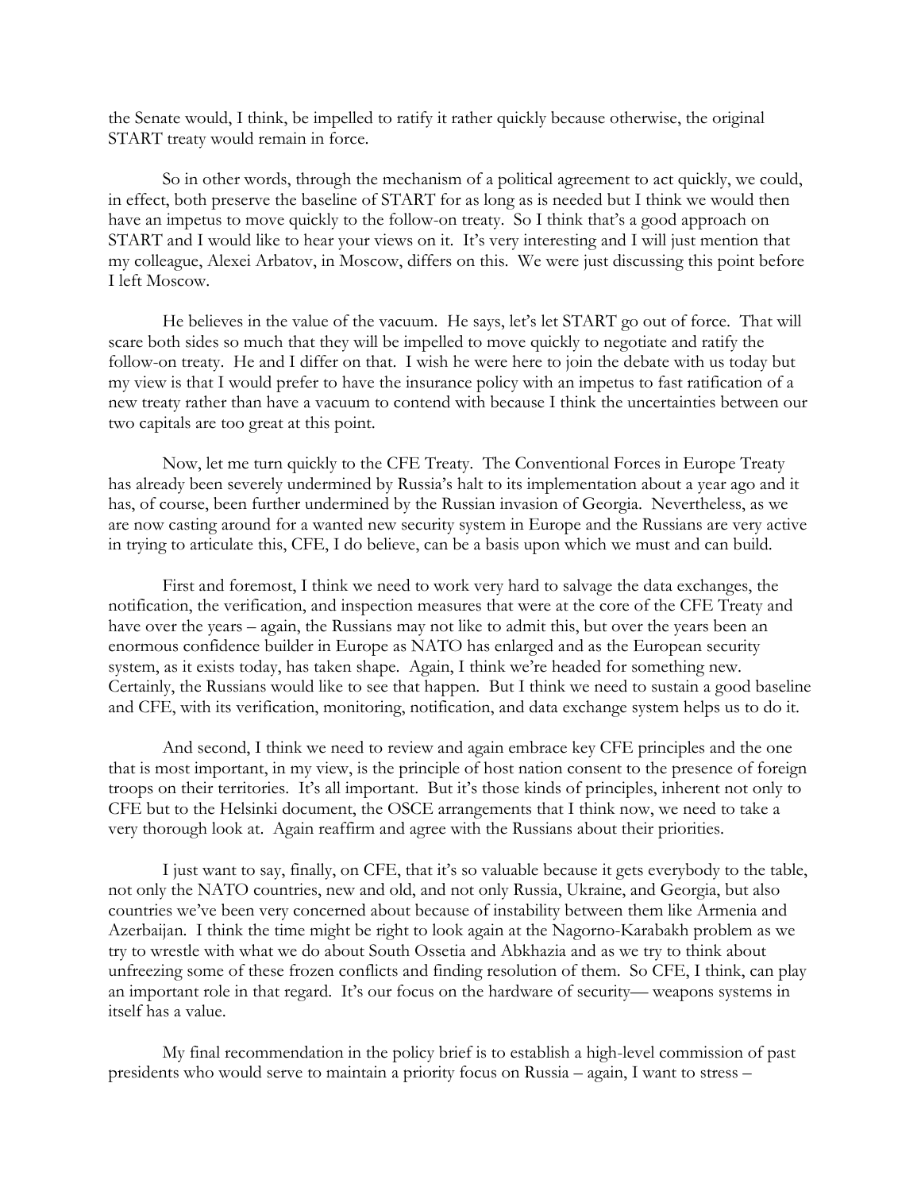the Senate would, I think, be impelled to ratify it rather quickly because otherwise, the original START treaty would remain in force.

So in other words, through the mechanism of a political agreement to act quickly, we could, in effect, both preserve the baseline of START for as long as is needed but I think we would then have an impetus to move quickly to the follow-on treaty. So I think that's a good approach on START and I would like to hear your views on it. It's very interesting and I will just mention that my colleague, Alexei Arbatov, in Moscow, differs on this. We were just discussing this point before I left Moscow.

He believes in the value of the vacuum. He says, let's let START go out of force. That will scare both sides so much that they will be impelled to move quickly to negotiate and ratify the follow-on treaty. He and I differ on that. I wish he were here to join the debate with us today but my view is that I would prefer to have the insurance policy with an impetus to fast ratification of a new treaty rather than have a vacuum to contend with because I think the uncertainties between our two capitals are too great at this point.

Now, let me turn quickly to the CFE Treaty. The Conventional Forces in Europe Treaty has already been severely undermined by Russia's halt to its implementation about a year ago and it has, of course, been further undermined by the Russian invasion of Georgia. Nevertheless, as we are now casting around for a wanted new security system in Europe and the Russians are very active in trying to articulate this, CFE, I do believe, can be a basis upon which we must and can build.

First and foremost, I think we need to work very hard to salvage the data exchanges, the notification, the verification, and inspection measures that were at the core of the CFE Treaty and have over the years – again, the Russians may not like to admit this, but over the years been an enormous confidence builder in Europe as NATO has enlarged and as the European security system, as it exists today, has taken shape. Again, I think we're headed for something new. Certainly, the Russians would like to see that happen. But I think we need to sustain a good baseline and CFE, with its verification, monitoring, notification, and data exchange system helps us to do it.

And second, I think we need to review and again embrace key CFE principles and the one that is most important, in my view, is the principle of host nation consent to the presence of foreign troops on their territories. It's all important. But it's those kinds of principles, inherent not only to CFE but to the Helsinki document, the OSCE arrangements that I think now, we need to take a very thorough look at. Again reaffirm and agree with the Russians about their priorities.

I just want to say, finally, on CFE, that it's so valuable because it gets everybody to the table, not only the NATO countries, new and old, and not only Russia, Ukraine, and Georgia, but also countries we've been very concerned about because of instability between them like Armenia and Azerbaijan. I think the time might be right to look again at the Nagorno-Karabakh problem as we try to wrestle with what we do about South Ossetia and Abkhazia and as we try to think about unfreezing some of these frozen conflicts and finding resolution of them. So CFE, I think, can play an important role in that regard. It's our focus on the hardware of security— weapons systems in itself has a value.

My final recommendation in the policy brief is to establish a high-level commission of past presidents who would serve to maintain a priority focus on Russia – again, I want to stress –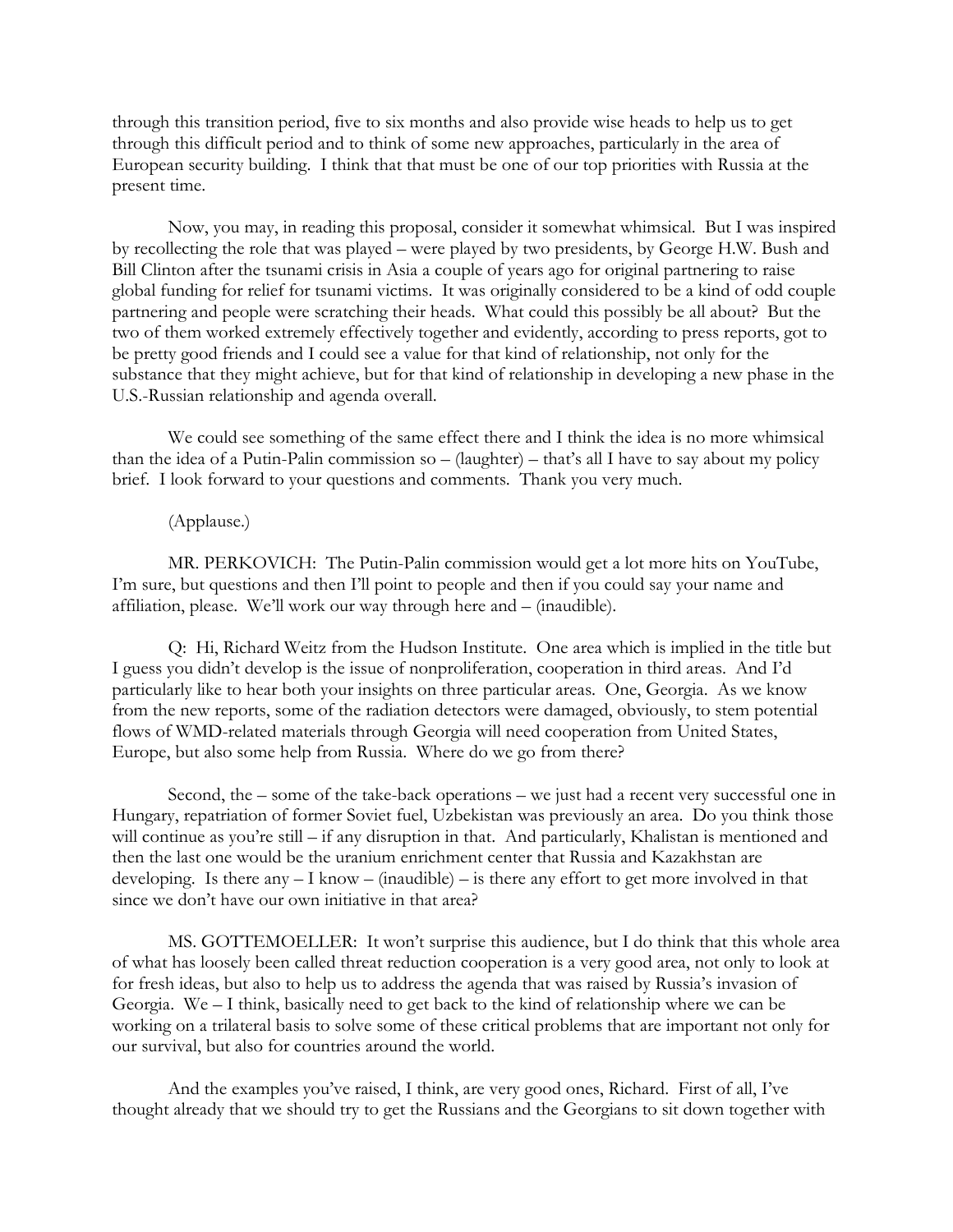through this transition period, five to six months and also provide wise heads to help us to get through this difficult period and to think of some new approaches, particularly in the area of European security building. I think that that must be one of our top priorities with Russia at the present time.

Now, you may, in reading this proposal, consider it somewhat whimsical. But I was inspired by recollecting the role that was played – were played by two presidents, by George H.W. Bush and Bill Clinton after the tsunami crisis in Asia a couple of years ago for original partnering to raise global funding for relief for tsunami victims. It was originally considered to be a kind of odd couple partnering and people were scratching their heads. What could this possibly be all about? But the two of them worked extremely effectively together and evidently, according to press reports, got to be pretty good friends and I could see a value for that kind of relationship, not only for the substance that they might achieve, but for that kind of relationship in developing a new phase in the U.S.-Russian relationship and agenda overall.

We could see something of the same effect there and I think the idea is no more whimsical than the idea of a Putin-Palin commission so – (laughter) – that's all I have to say about my policy brief. I look forward to your questions and comments. Thank you very much.

(Applause.)

MR. PERKOVICH: The Putin-Palin commission would get a lot more hits on YouTube, I'm sure, but questions and then I'll point to people and then if you could say your name and affiliation, please. We'll work our way through here and – (inaudible).

Q: Hi, Richard Weitz from the Hudson Institute. One area which is implied in the title but I guess you didn't develop is the issue of nonproliferation, cooperation in third areas. And I'd particularly like to hear both your insights on three particular areas. One, Georgia. As we know from the new reports, some of the radiation detectors were damaged, obviously, to stem potential flows of WMD-related materials through Georgia will need cooperation from United States, Europe, but also some help from Russia. Where do we go from there?

Second, the – some of the take-back operations – we just had a recent very successful one in Hungary, repatriation of former Soviet fuel, Uzbekistan was previously an area. Do you think those will continue as you're still – if any disruption in that. And particularly, Khalistan is mentioned and then the last one would be the uranium enrichment center that Russia and Kazakhstan are developing. Is there any – I know – (inaudible) – is there any effort to get more involved in that since we don't have our own initiative in that area?

MS. GOTTEMOELLER: It won't surprise this audience, but I do think that this whole area of what has loosely been called threat reduction cooperation is a very good area, not only to look at for fresh ideas, but also to help us to address the agenda that was raised by Russia's invasion of Georgia. We – I think, basically need to get back to the kind of relationship where we can be working on a trilateral basis to solve some of these critical problems that are important not only for our survival, but also for countries around the world.

And the examples you've raised, I think, are very good ones, Richard. First of all, I've thought already that we should try to get the Russians and the Georgians to sit down together with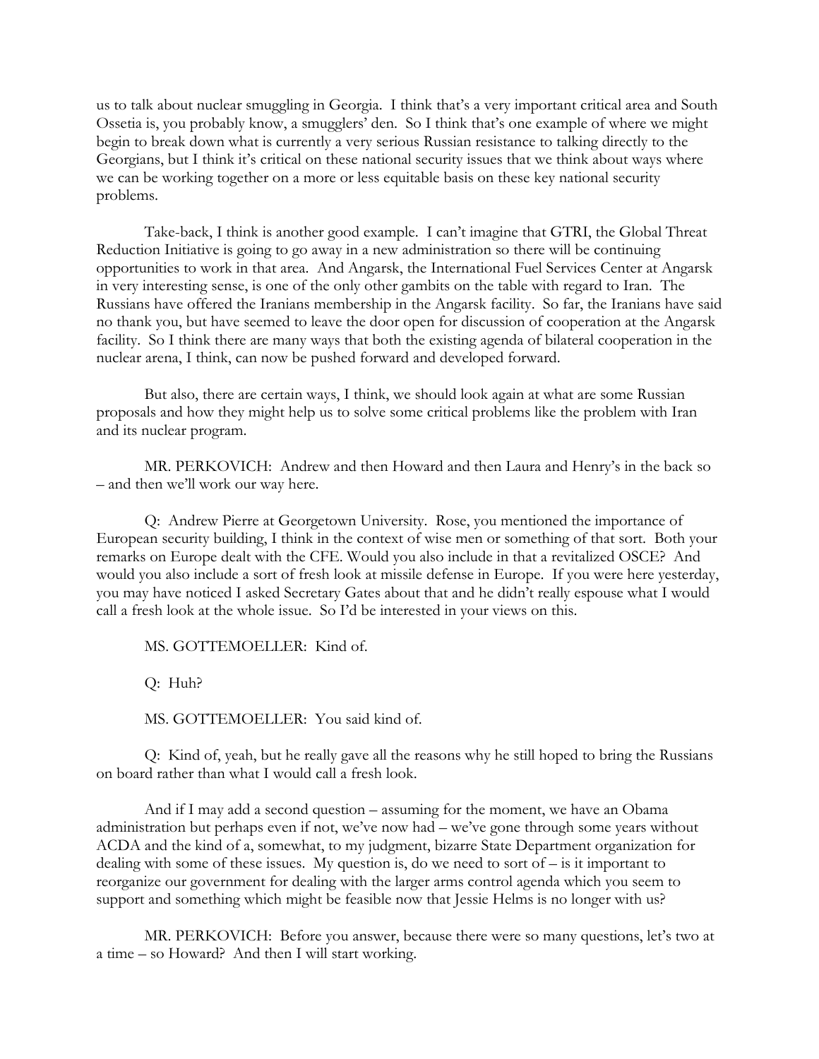us to talk about nuclear smuggling in Georgia. I think that's a very important critical area and South Ossetia is, you probably know, a smugglers' den. So I think that's one example of where we might begin to break down what is currently a very serious Russian resistance to talking directly to the Georgians, but I think it's critical on these national security issues that we think about ways where we can be working together on a more or less equitable basis on these key national security problems.

Take-back, I think is another good example. I can't imagine that GTRI, the Global Threat Reduction Initiative is going to go away in a new administration so there will be continuing opportunities to work in that area. And Angarsk, the International Fuel Services Center at Angarsk in very interesting sense, is one of the only other gambits on the table with regard to Iran. The Russians have offered the Iranians membership in the Angarsk facility. So far, the Iranians have said no thank you, but have seemed to leave the door open for discussion of cooperation at the Angarsk facility. So I think there are many ways that both the existing agenda of bilateral cooperation in the nuclear arena, I think, can now be pushed forward and developed forward.

But also, there are certain ways, I think, we should look again at what are some Russian proposals and how they might help us to solve some critical problems like the problem with Iran and its nuclear program.

MR. PERKOVICH: Andrew and then Howard and then Laura and Henry's in the back so – and then we'll work our way here.

Q: Andrew Pierre at Georgetown University. Rose, you mentioned the importance of European security building, I think in the context of wise men or something of that sort. Both your remarks on Europe dealt with the CFE. Would you also include in that a revitalized OSCE? And would you also include a sort of fresh look at missile defense in Europe. If you were here yesterday, you may have noticed I asked Secretary Gates about that and he didn't really espouse what I would call a fresh look at the whole issue. So I'd be interested in your views on this.

MS. GOTTEMOELLER: Kind of.

Q: Huh?

MS. GOTTEMOELLER: You said kind of.

Q: Kind of, yeah, but he really gave all the reasons why he still hoped to bring the Russians on board rather than what I would call a fresh look.

And if I may add a second question – assuming for the moment, we have an Obama administration but perhaps even if not, we've now had – we've gone through some years without ACDA and the kind of a, somewhat, to my judgment, bizarre State Department organization for dealing with some of these issues. My question is, do we need to sort of – is it important to reorganize our government for dealing with the larger arms control agenda which you seem to support and something which might be feasible now that Jessie Helms is no longer with us?

MR. PERKOVICH: Before you answer, because there were so many questions, let's two at a time – so Howard? And then I will start working.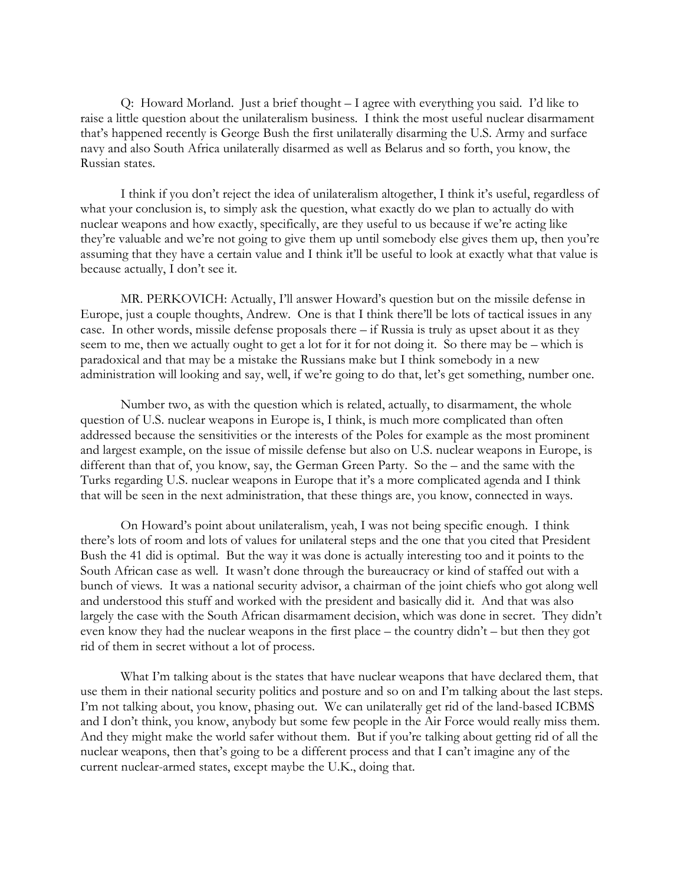Q: Howard Morland. Just a brief thought – I agree with everything you said. I'd like to raise a little question about the unilateralism business. I think the most useful nuclear disarmament that's happened recently is George Bush the first unilaterally disarming the U.S. Army and surface navy and also South Africa unilaterally disarmed as well as Belarus and so forth, you know, the Russian states.

I think if you don't reject the idea of unilateralism altogether, I think it's useful, regardless of what your conclusion is, to simply ask the question, what exactly do we plan to actually do with nuclear weapons and how exactly, specifically, are they useful to us because if we're acting like they're valuable and we're not going to give them up until somebody else gives them up, then you're assuming that they have a certain value and I think it'll be useful to look at exactly what that value is because actually, I don't see it.

MR. PERKOVICH: Actually, I'll answer Howard's question but on the missile defense in Europe, just a couple thoughts, Andrew. One is that I think there'll be lots of tactical issues in any case. In other words, missile defense proposals there – if Russia is truly as upset about it as they seem to me, then we actually ought to get a lot for it for not doing it. So there may be – which is paradoxical and that may be a mistake the Russians make but I think somebody in a new administration will looking and say, well, if we're going to do that, let's get something, number one.

Number two, as with the question which is related, actually, to disarmament, the whole question of U.S. nuclear weapons in Europe is, I think, is much more complicated than often addressed because the sensitivities or the interests of the Poles for example as the most prominent and largest example, on the issue of missile defense but also on U.S. nuclear weapons in Europe, is different than that of, you know, say, the German Green Party. So the – and the same with the Turks regarding U.S. nuclear weapons in Europe that it's a more complicated agenda and I think that will be seen in the next administration, that these things are, you know, connected in ways.

On Howard's point about unilateralism, yeah, I was not being specific enough. I think there's lots of room and lots of values for unilateral steps and the one that you cited that President Bush the 41 did is optimal. But the way it was done is actually interesting too and it points to the South African case as well. It wasn't done through the bureaucracy or kind of staffed out with a bunch of views. It was a national security advisor, a chairman of the joint chiefs who got along well and understood this stuff and worked with the president and basically did it. And that was also largely the case with the South African disarmament decision, which was done in secret. They didn't even know they had the nuclear weapons in the first place – the country didn't – but then they got rid of them in secret without a lot of process.

What I'm talking about is the states that have nuclear weapons that have declared them, that use them in their national security politics and posture and so on and I'm talking about the last steps. I'm not talking about, you know, phasing out. We can unilaterally get rid of the land-based ICBMS and I don't think, you know, anybody but some few people in the Air Force would really miss them. And they might make the world safer without them. But if you're talking about getting rid of all the nuclear weapons, then that's going to be a different process and that I can't imagine any of the current nuclear-armed states, except maybe the U.K., doing that.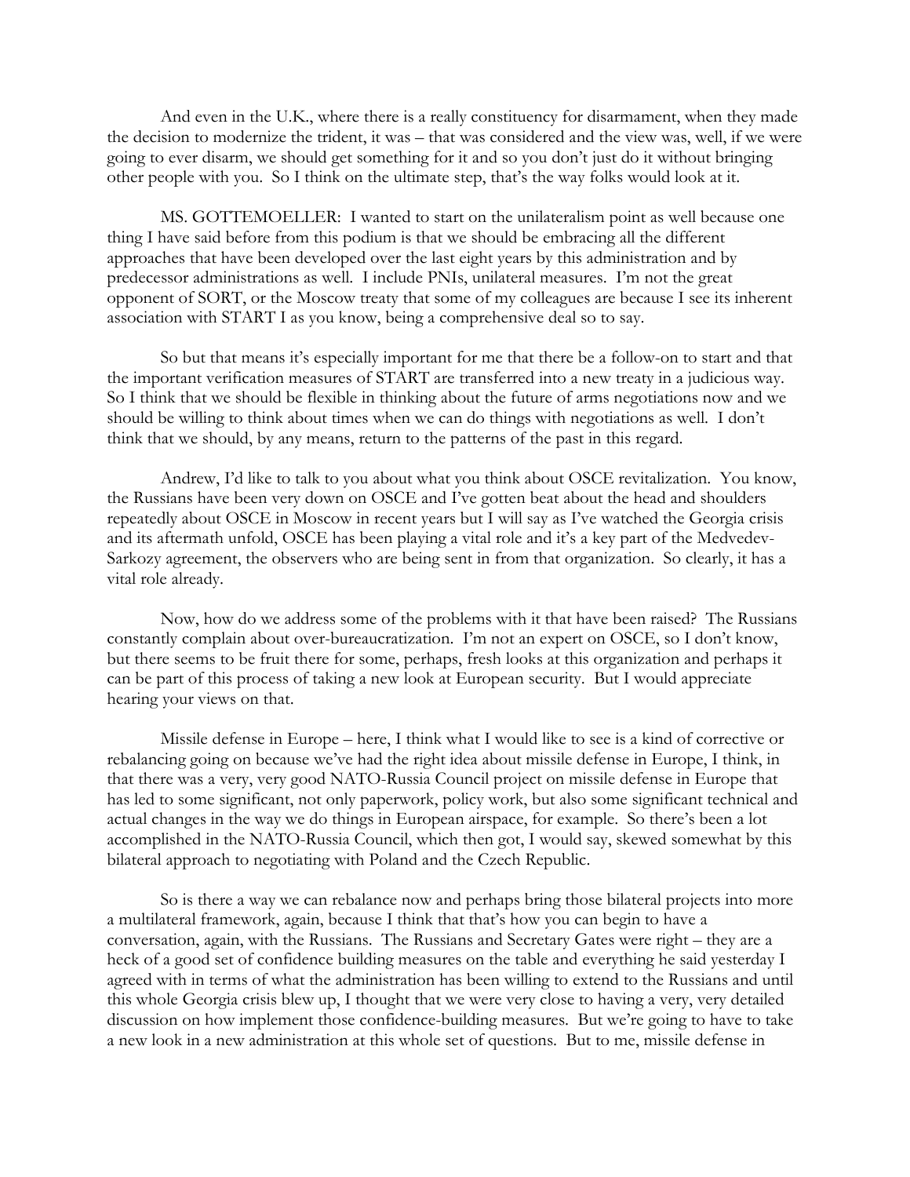And even in the U.K., where there is a really constituency for disarmament, when they made the decision to modernize the trident, it was – that was considered and the view was, well, if we were going to ever disarm, we should get something for it and so you don't just do it without bringing other people with you. So I think on the ultimate step, that's the way folks would look at it.

MS. GOTTEMOELLER: I wanted to start on the unilateralism point as well because one thing I have said before from this podium is that we should be embracing all the different approaches that have been developed over the last eight years by this administration and by predecessor administrations as well. I include PNIs, unilateral measures. I'm not the great opponent of SORT, or the Moscow treaty that some of my colleagues are because I see its inherent association with START I as you know, being a comprehensive deal so to say.

So but that means it's especially important for me that there be a follow-on to start and that the important verification measures of START are transferred into a new treaty in a judicious way. So I think that we should be flexible in thinking about the future of arms negotiations now and we should be willing to think about times when we can do things with negotiations as well. I don't think that we should, by any means, return to the patterns of the past in this regard.

Andrew, I'd like to talk to you about what you think about OSCE revitalization. You know, the Russians have been very down on OSCE and I've gotten beat about the head and shoulders repeatedly about OSCE in Moscow in recent years but I will say as I've watched the Georgia crisis and its aftermath unfold, OSCE has been playing a vital role and it's a key part of the Medvedev-Sarkozy agreement, the observers who are being sent in from that organization. So clearly, it has a vital role already.

Now, how do we address some of the problems with it that have been raised? The Russians constantly complain about over-bureaucratization. I'm not an expert on OSCE, so I don't know, but there seems to be fruit there for some, perhaps, fresh looks at this organization and perhaps it can be part of this process of taking a new look at European security. But I would appreciate hearing your views on that.

Missile defense in Europe – here, I think what I would like to see is a kind of corrective or rebalancing going on because we've had the right idea about missile defense in Europe, I think, in that there was a very, very good NATO-Russia Council project on missile defense in Europe that has led to some significant, not only paperwork, policy work, but also some significant technical and actual changes in the way we do things in European airspace, for example. So there's been a lot accomplished in the NATO-Russia Council, which then got, I would say, skewed somewhat by this bilateral approach to negotiating with Poland and the Czech Republic.

So is there a way we can rebalance now and perhaps bring those bilateral projects into more a multilateral framework, again, because I think that that's how you can begin to have a conversation, again, with the Russians. The Russians and Secretary Gates were right – they are a heck of a good set of confidence building measures on the table and everything he said yesterday I agreed with in terms of what the administration has been willing to extend to the Russians and until this whole Georgia crisis blew up, I thought that we were very close to having a very, very detailed discussion on how implement those confidence-building measures. But we're going to have to take a new look in a new administration at this whole set of questions. But to me, missile defense in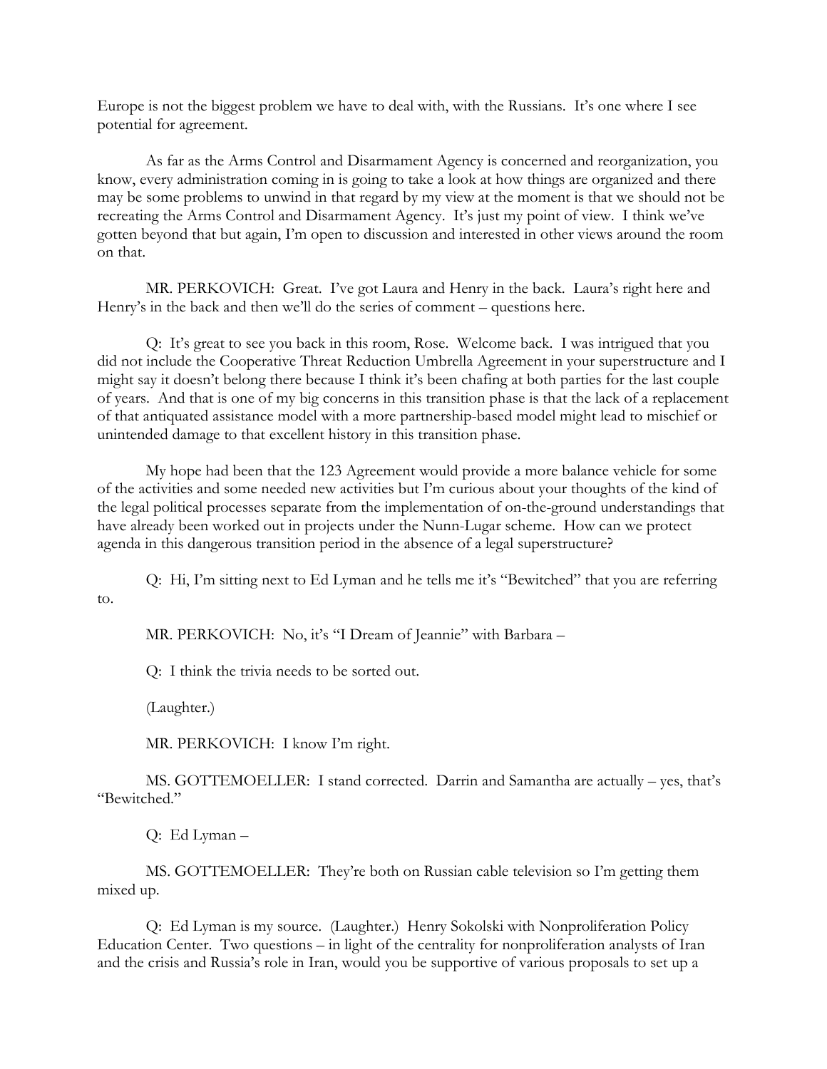Europe is not the biggest problem we have to deal with, with the Russians. It's one where I see potential for agreement.

As far as the Arms Control and Disarmament Agency is concerned and reorganization, you know, every administration coming in is going to take a look at how things are organized and there may be some problems to unwind in that regard by my view at the moment is that we should not be recreating the Arms Control and Disarmament Agency. It's just my point of view. I think we've gotten beyond that but again, I'm open to discussion and interested in other views around the room on that.

MR. PERKOVICH: Great. I've got Laura and Henry in the back. Laura's right here and Henry's in the back and then we'll do the series of comment – questions here.

Q: It's great to see you back in this room, Rose. Welcome back. I was intrigued that you did not include the Cooperative Threat Reduction Umbrella Agreement in your superstructure and I might say it doesn't belong there because I think it's been chafing at both parties for the last couple of years. And that is one of my big concerns in this transition phase is that the lack of a replacement of that antiquated assistance model with a more partnership-based model might lead to mischief or unintended damage to that excellent history in this transition phase.

My hope had been that the 123 Agreement would provide a more balance vehicle for some of the activities and some needed new activities but I'm curious about your thoughts of the kind of the legal political processes separate from the implementation of on-the-ground understandings that have already been worked out in projects under the Nunn-Lugar scheme. How can we protect agenda in this dangerous transition period in the absence of a legal superstructure?

Q: Hi, I'm sitting next to Ed Lyman and he tells me it's "Bewitched" that you are referring to.

MR. PERKOVICH: No, it's "I Dream of Jeannie" with Barbara –

Q: I think the trivia needs to be sorted out.

(Laughter.)

MR. PERKOVICH: I know I'm right.

MS. GOTTEMOELLER: I stand corrected. Darrin and Samantha are actually – yes, that's "Bewitched."

Q: Ed Lyman –

MS. GOTTEMOELLER: They're both on Russian cable television so I'm getting them mixed up.

Q: Ed Lyman is my source. (Laughter.) Henry Sokolski with Nonproliferation Policy Education Center. Two questions – in light of the centrality for nonproliferation analysts of Iran and the crisis and Russia's role in Iran, would you be supportive of various proposals to set up a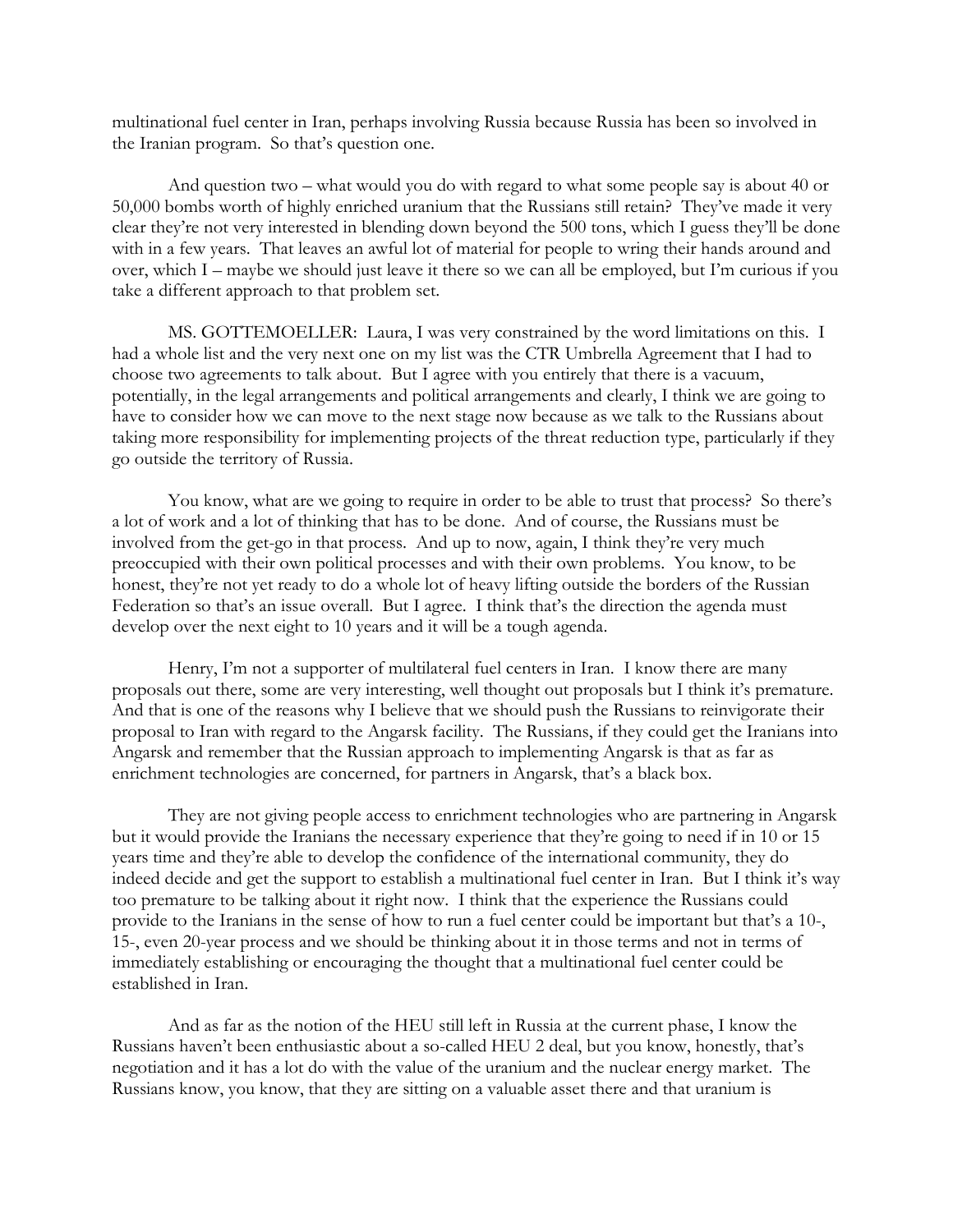multinational fuel center in Iran, perhaps involving Russia because Russia has been so involved in the Iranian program. So that's question one.

And question two – what would you do with regard to what some people say is about 40 or 50,000 bombs worth of highly enriched uranium that the Russians still retain? They've made it very clear they're not very interested in blending down beyond the 500 tons, which I guess they'll be done with in a few years. That leaves an awful lot of material for people to wring their hands around and over, which I – maybe we should just leave it there so we can all be employed, but I'm curious if you take a different approach to that problem set.

MS. GOTTEMOELLER: Laura, I was very constrained by the word limitations on this. I had a whole list and the very next one on my list was the CTR Umbrella Agreement that I had to choose two agreements to talk about. But I agree with you entirely that there is a vacuum, potentially, in the legal arrangements and political arrangements and clearly, I think we are going to have to consider how we can move to the next stage now because as we talk to the Russians about taking more responsibility for implementing projects of the threat reduction type, particularly if they go outside the territory of Russia.

You know, what are we going to require in order to be able to trust that process? So there's a lot of work and a lot of thinking that has to be done. And of course, the Russians must be involved from the get-go in that process. And up to now, again, I think they're very much preoccupied with their own political processes and with their own problems. You know, to be honest, they're not yet ready to do a whole lot of heavy lifting outside the borders of the Russian Federation so that's an issue overall. But I agree. I think that's the direction the agenda must develop over the next eight to 10 years and it will be a tough agenda.

Henry, I'm not a supporter of multilateral fuel centers in Iran. I know there are many proposals out there, some are very interesting, well thought out proposals but I think it's premature. And that is one of the reasons why I believe that we should push the Russians to reinvigorate their proposal to Iran with regard to the Angarsk facility. The Russians, if they could get the Iranians into Angarsk and remember that the Russian approach to implementing Angarsk is that as far as enrichment technologies are concerned, for partners in Angarsk, that's a black box.

They are not giving people access to enrichment technologies who are partnering in Angarsk but it would provide the Iranians the necessary experience that they're going to need if in 10 or 15 years time and they're able to develop the confidence of the international community, they do indeed decide and get the support to establish a multinational fuel center in Iran. But I think it's way too premature to be talking about it right now. I think that the experience the Russians could provide to the Iranians in the sense of how to run a fuel center could be important but that's a 10-, 15-, even 20-year process and we should be thinking about it in those terms and not in terms of immediately establishing or encouraging the thought that a multinational fuel center could be established in Iran.

And as far as the notion of the HEU still left in Russia at the current phase, I know the Russians haven't been enthusiastic about a so-called HEU 2 deal, but you know, honestly, that's negotiation and it has a lot do with the value of the uranium and the nuclear energy market. The Russians know, you know, that they are sitting on a valuable asset there and that uranium is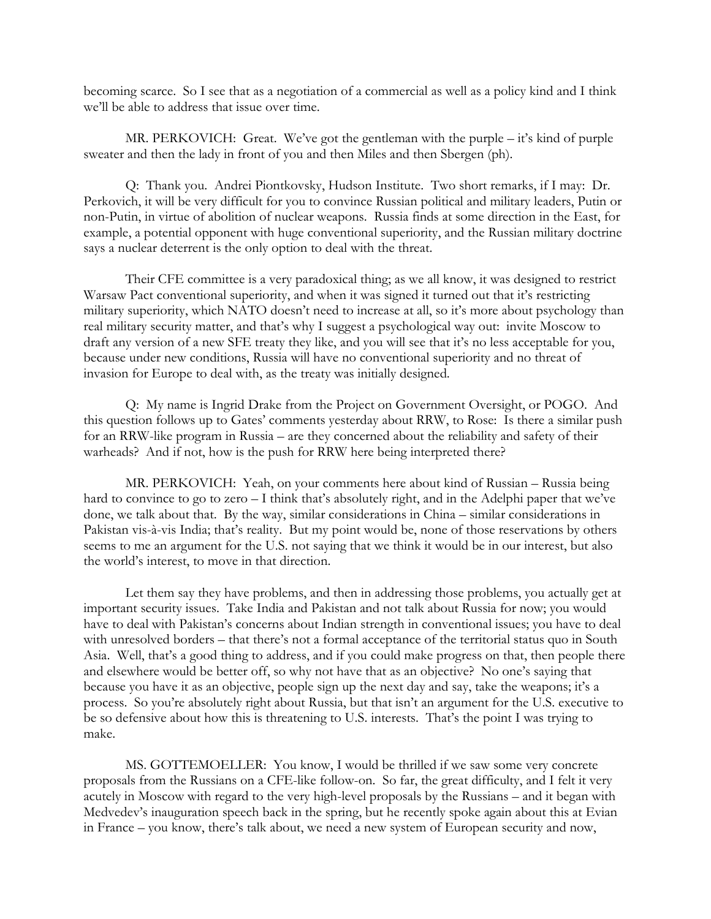becoming scarce. So I see that as a negotiation of a commercial as well as a policy kind and I think we'll be able to address that issue over time.

MR. PERKOVICH: Great. We've got the gentleman with the purple – it's kind of purple sweater and then the lady in front of you and then Miles and then Sbergen (ph).

Q: Thank you. Andrei Piontkovsky, Hudson Institute. Two short remarks, if I may: Dr. Perkovich, it will be very difficult for you to convince Russian political and military leaders, Putin or non-Putin, in virtue of abolition of nuclear weapons. Russia finds at some direction in the East, for example, a potential opponent with huge conventional superiority, and the Russian military doctrine says a nuclear deterrent is the only option to deal with the threat.

Their CFE committee is a very paradoxical thing; as we all know, it was designed to restrict Warsaw Pact conventional superiority, and when it was signed it turned out that it's restricting military superiority, which NATO doesn't need to increase at all, so it's more about psychology than real military security matter, and that's why I suggest a psychological way out: invite Moscow to draft any version of a new SFE treaty they like, and you will see that it's no less acceptable for you, because under new conditions, Russia will have no conventional superiority and no threat of invasion for Europe to deal with, as the treaty was initially designed.

Q: My name is Ingrid Drake from the Project on Government Oversight, or POGO. And this question follows up to Gates' comments yesterday about RRW, to Rose: Is there a similar push for an RRW-like program in Russia – are they concerned about the reliability and safety of their warheads? And if not, how is the push for RRW here being interpreted there?

MR. PERKOVICH: Yeah, on your comments here about kind of Russian – Russia being hard to convince to go to zero – I think that's absolutely right, and in the Adelphi paper that we've done, we talk about that. By the way, similar considerations in China – similar considerations in Pakistan vis-à-vis India; that's reality. But my point would be, none of those reservations by others seems to me an argument for the U.S. not saying that we think it would be in our interest, but also the world's interest, to move in that direction.

Let them say they have problems, and then in addressing those problems, you actually get at important security issues. Take India and Pakistan and not talk about Russia for now; you would have to deal with Pakistan's concerns about Indian strength in conventional issues; you have to deal with unresolved borders – that there's not a formal acceptance of the territorial status quo in South Asia. Well, that's a good thing to address, and if you could make progress on that, then people there and elsewhere would be better off, so why not have that as an objective? No one's saying that because you have it as an objective, people sign up the next day and say, take the weapons; it's a process. So you're absolutely right about Russia, but that isn't an argument for the U.S. executive to be so defensive about how this is threatening to U.S. interests. That's the point I was trying to make.

MS. GOTTEMOELLER: You know, I would be thrilled if we saw some very concrete proposals from the Russians on a CFE-like follow-on. So far, the great difficulty, and I felt it very acutely in Moscow with regard to the very high-level proposals by the Russians – and it began with Medvedev's inauguration speech back in the spring, but he recently spoke again about this at Evian in France – you know, there's talk about, we need a new system of European security and now,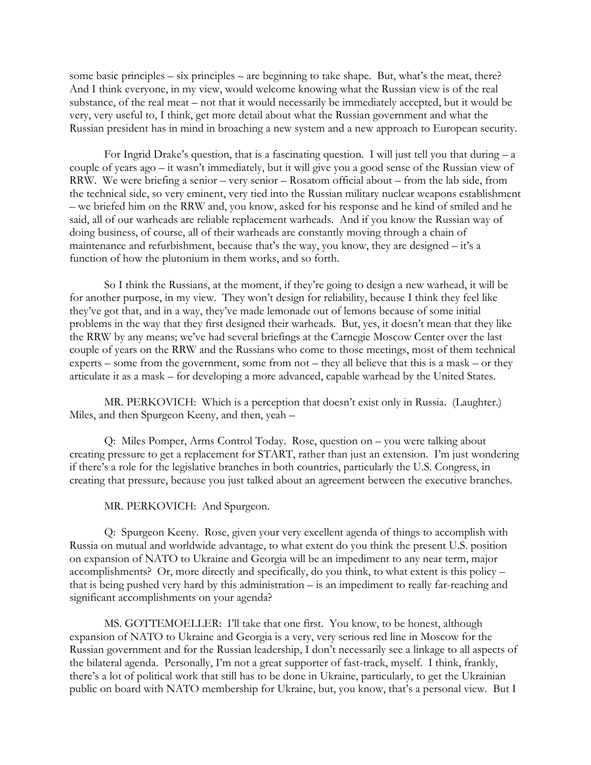some basic principles – six principles – are beginning to take shape. But, what's the meat, there? And I think everyone, in my view, would welcome knowing what the Russian view is of the real substance, of the real meat – not that it would necessarily be immediately accepted, but it would be very, very useful to, I think, get more detail about what the Russian government and what the Russian president has in mind in broaching a new system and a new approach to European security.

For Ingrid Drake's question, that is a fascinating question. I will just tell you that during – a couple of years ago – it wasn't immediately, but it will give you a good sense of the Russian view of RRW. We were briefing a senior – very senior – Rosatom official about – from the lab side, from the technical side, so very eminent, very tied into the Russian military nuclear weapons establishment – we briefed him on the RRW and, you know, asked for his response and he kind of smiled and he said, all of our warheads are reliable replacement warheads. And if you know the Russian way of doing business, of course, all of their warheads are constantly moving through a chain of maintenance and refurbishment, because that's the way, you know, they are designed – it's a function of how the plutonium in them works, and so forth.

So I think the Russians, at the moment, if they're going to design a new warhead, it will be for another purpose, in my view. They won't design for reliability, because I think they feel like they've got that, and in a way, they've made lemonade out of lemons because of some initial problems in the way that they first designed their warheads. But, yes, it doesn't mean that they like the RRW by any means; we've had several briefings at the Carnegie Moscow Center over the last couple of years on the RRW and the Russians who come to those meetings, most of them technical experts – some from the government, some from not – they all believe that this is a mask – or they articulate it as a mask – for developing a more advanced, capable warhead by the United States.

MR. PERKOVICH: Which is a perception that doesn't exist only in Russia. (Laughter.) Miles, and then Spurgeon Keeny, and then, yeah –

Q: Miles Pomper, Arms Control Today. Rose, question on – you were talking about creating pressure to get a replacement for START, rather than just an extension. I'm just wondering if there's a role for the legislative branches in both countries, particularly the U.S. Congress, in creating that pressure, because you just talked about an agreement between the executive branches.

MR. PERKOVICH: And Spurgeon.

Q: Spurgeon Keeny. Rose, given your very excellent agenda of things to accomplish with Russia on mutual and worldwide advantage, to what extent do you think the present U.S. position on expansion of NATO to Ukraine and Georgia will be an impediment to any near term, major accomplishments? Or, more directly and specifically, do you think, to what extent is this policy – that is being pushed very hard by this administration – is an impediment to really far-reaching and significant accomplishments on your agenda?

MS. GOTTEMOELLER: I'll take that one first. You know, to be honest, although expansion of NATO to Ukraine and Georgia is a very, very serious red line in Moscow for the Russian government and for the Russian leadership, I don't necessarily see a linkage to all aspects of the bilateral agenda. Personally, I'm not a great supporter of fast-track, myself. I think, frankly, there's a lot of political work that still has to be done in Ukraine, particularly, to get the Ukrainian public on board with NATO membership for Ukraine, but, you know, that's a personal view. But I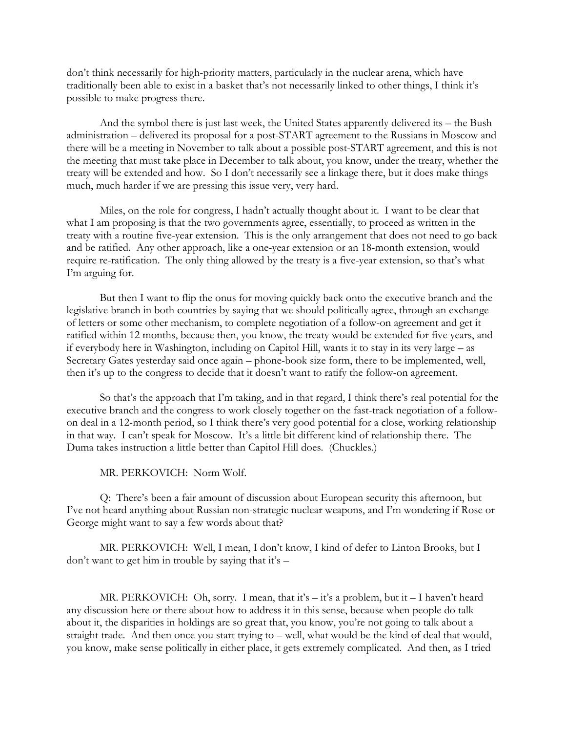don't think necessarily for high-priority matters, particularly in the nuclear arena, which have traditionally been able to exist in a basket that's not necessarily linked to other things, I think it's possible to make progress there.

And the symbol there is just last week, the United States apparently delivered its – the Bush administration – delivered its proposal for a post-START agreement to the Russians in Moscow and there will be a meeting in November to talk about a possible post-START agreement, and this is not the meeting that must take place in December to talk about, you know, under the treaty, whether the treaty will be extended and how. So I don't necessarily see a linkage there, but it does make things much, much harder if we are pressing this issue very, very hard.

Miles, on the role for congress, I hadn't actually thought about it. I want to be clear that what I am proposing is that the two governments agree, essentially, to proceed as written in the treaty with a routine five-year extension. This is the only arrangement that does not need to go back and be ratified. Any other approach, like a one-year extension or an 18-month extension, would require re-ratification. The only thing allowed by the treaty is a five-year extension, so that's what I'm arguing for.

But then I want to flip the onus for moving quickly back onto the executive branch and the legislative branch in both countries by saying that we should politically agree, through an exchange of letters or some other mechanism, to complete negotiation of a follow-on agreement and get it ratified within 12 months, because then, you know, the treaty would be extended for five years, and if everybody here in Washington, including on Capitol Hill, wants it to stay in its very large – as Secretary Gates yesterday said once again – phone-book size form, there to be implemented, well, then it's up to the congress to decide that it doesn't want to ratify the follow-on agreement.

So that's the approach that I'm taking, and in that regard, I think there's real potential for the executive branch and the congress to work closely together on the fast-track negotiation of a follow-on deal in a 12-month period, so I think there's very good potential for a close, working relationship in that way. I can't speak for Moscow. It's a little bit different kind of relationship there. The Duma takes instruction a little better than Capitol Hill does. (Chuckles.)

MR. PERKOVICH: Norm Wolf.

Q: There's been a fair amount of discussion about European security this afternoon, but I've not heard anything about Russian non-strategic nuclear weapons, and I'm wondering if Rose or George might want to say a few words about that?

MR. PERKOVICH: Well, I mean, I don't know, I kind of defer to Linton Brooks, but I don't want to get him in trouble by saying that it's –

MR. PERKOVICH: Oh, sorry. I mean, that it's – it's a problem, but it – I haven't heard any discussion here or there about how to address it in this sense, because when people do talk about it, the disparities in holdings are so great that, you know, you're not going to talk about a straight trade. And then once you start trying to – well, what would be the kind of deal that would, you know, make sense politically in either place, it gets extremely complicated. And then, as I tried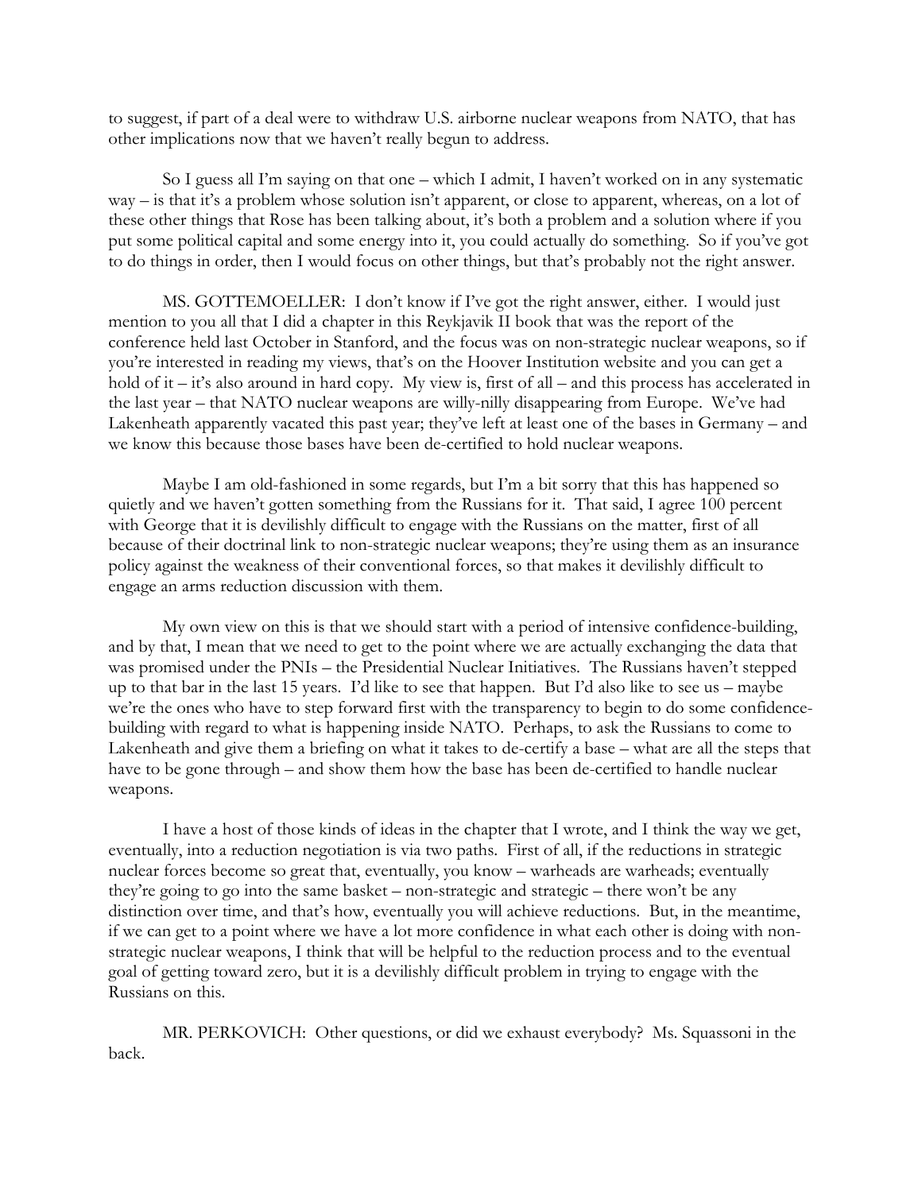to suggest, if part of a deal were to withdraw U.S. airborne nuclear weapons from NATO, that has other implications now that we haven't really begun to address.

So I guess all I'm saying on that one – which I admit, I haven't worked on in any systematic way – is that it's a problem whose solution isn't apparent, or close to apparent, whereas, on a lot of these other things that Rose has been talking about, it's both a problem and a solution where if you put some political capital and some energy into it, you could actually do something. So if you've got to do things in order, then I would focus on other things, but that's probably not the right answer.

MS. GOTTEMOELLER: I don't know if I've got the right answer, either. I would just mention to you all that I did a chapter in this Reykjavik II book that was the report of the conference held last October in Stanford, and the focus was on non-strategic nuclear weapons, so if you're interested in reading my views, that's on the Hoover Institution website and you can get a hold of it – it's also around in hard copy. My view is, first of all – and this process has accelerated in the last year – that NATO nuclear weapons are willy-nilly disappearing from Europe. We've had Lakenheath apparently vacated this past year; they've left at least one of the bases in Germany – and we know this because those bases have been de-certified to hold nuclear weapons.

Maybe I am old-fashioned in some regards, but I'm a bit sorry that this has happened so quietly and we haven't gotten something from the Russians for it. That said, I agree 100 percent with George that it is devilishly difficult to engage with the Russians on the matter, first of all because of their doctrinal link to non-strategic nuclear weapons; they're using them as an insurance policy against the weakness of their conventional forces, so that makes it devilishly difficult to engage an arms reduction discussion with them.

My own view on this is that we should start with a period of intensive confidence-building, and by that, I mean that we need to get to the point where we are actually exchanging the data that was promised under the PNIs – the Presidential Nuclear Initiatives. The Russians haven't stepped up to that bar in the last 15 years. I'd like to see that happen. But I'd also like to see us – maybe we're the ones who have to step forward first with the transparency to begin to do some confidence-building with regard to what is happening inside NATO. Perhaps, to ask the Russians to come to Lakenheath and give them a briefing on what it takes to de-certify a base – what are all the steps that have to be gone through – and show them how the base has been de-certified to handle nuclear weapons.

I have a host of those kinds of ideas in the chapter that I wrote, and I think the way we get, eventually, into a reduction negotiation is via two paths. First of all, if the reductions in strategic nuclear forces become so great that, eventually, you know – warheads are warheads; eventually they're going to go into the same basket – non-strategic and strategic – there won't be any distinction over time, and that's how, eventually you will achieve reductions. But, in the meantime, if we can get to a point where we have a lot more confidence in what each other is doing with non-strategic nuclear weapons, I think that will be helpful to the reduction process and to the eventual goal of getting toward zero, but it is a devilishly difficult problem in trying to engage with the Russians on this.

MR. PERKOVICH: Other questions, or did we exhaust everybody? Ms. Squassoni in the back.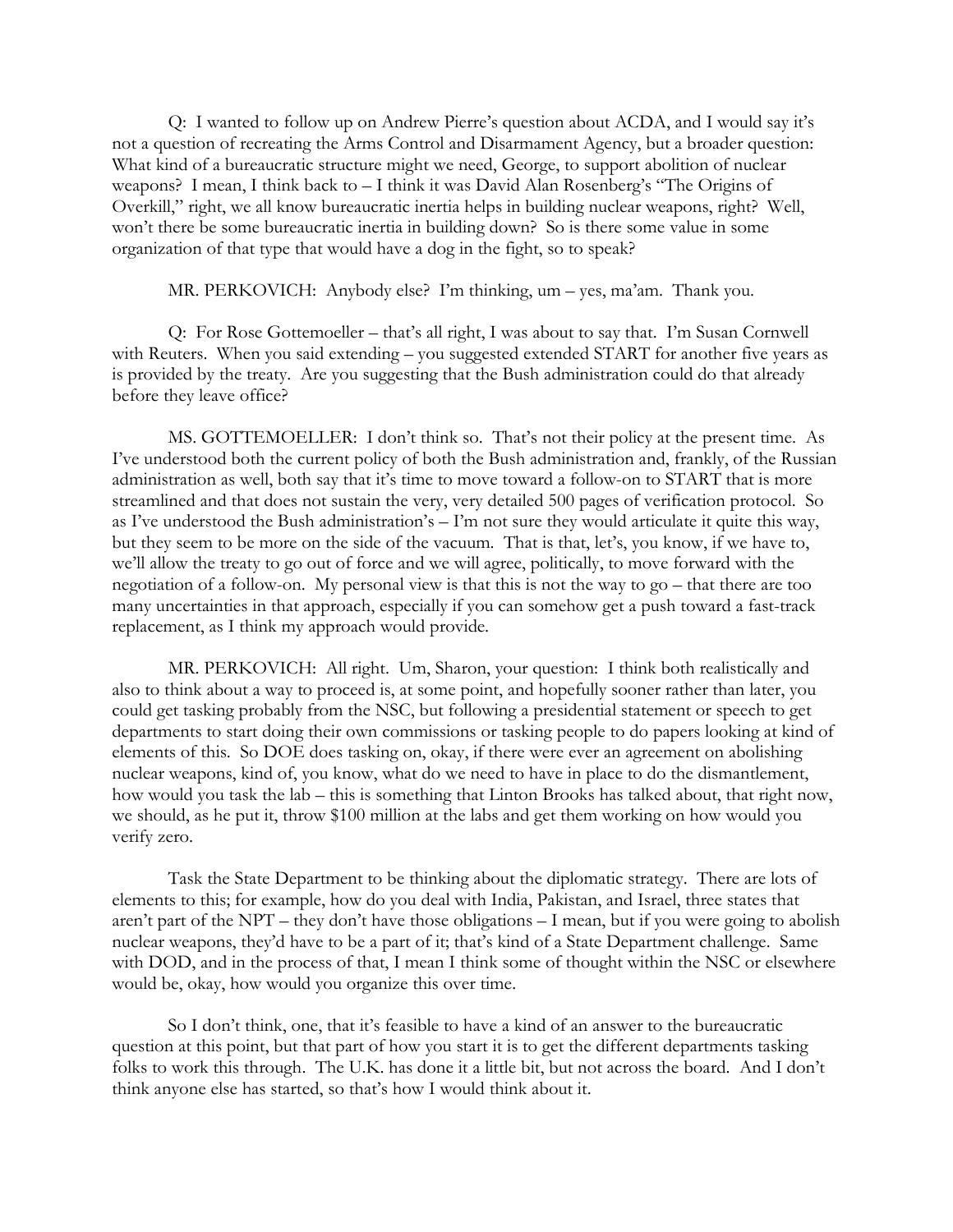Q: I wanted to follow up on Andrew Pierre's question about ACDA, and I would say it's not a question of recreating the Arms Control and Disarmament Agency, but a broader question: What kind of a bureaucratic structure might we need, George, to support abolition of nuclear weapons? I mean, I think back to – I think it was David Alan Rosenberg's "The Origins of Overkill," right, we all know bureaucratic inertia helps in building nuclear weapons, right? Well, won't there be some bureaucratic inertia in building down? So is there some value in some organization of that type that would have a dog in the fight, so to speak?

MR. PERKOVICH: Anybody else? I'm thinking, um – yes, ma'am. Thank you.

Q: For Rose Gottemoeller – that's all right, I was about to say that. I'm Susan Cornwell with Reuters. When you said extending – you suggested extended START for another five years as is provided by the treaty. Are you suggesting that the Bush administration could do that already before they leave office?

MS. GOTTEMOELLER: I don't think so. That's not their policy at the present time. As I've understood both the current policy of both the Bush administration and, frankly, of the Russian administration as well, both say that it's time to move toward a follow-on to START that is more streamlined and that does not sustain the very, very detailed 500 pages of verification protocol. So as I've understood the Bush administration's – I'm not sure they would articulate it quite this way, but they seem to be more on the side of the vacuum. That is that, let's, you know, if we have to, we'll allow the treaty to go out of force and we will agree, politically, to move forward with the negotiation of a follow-on. My personal view is that this is not the way to go – that there are too many uncertainties in that approach, especially if you can somehow get a push toward a fast-track replacement, as I think my approach would provide.

MR. PERKOVICH: All right. Um, Sharon, your question: I think both realistically and also to think about a way to proceed is, at some point, and hopefully sooner rather than later, you could get tasking probably from the NSC, but following a presidential statement or speech to get departments to start doing their own commissions or tasking people to do papers looking at kind of elements of this. So DOE does tasking on, okay, if there were ever an agreement on abolishing nuclear weapons, kind of, you know, what do we need to have in place to do the dismantlement, how would you task the lab – this is something that Linton Brooks has talked about, that right now, we should, as he put it, throw $100 million at the labs and get them working on how would you verify zero.

Task the State Department to be thinking about the diplomatic strategy. There are lots of elements to this; for example, how do you deal with India, Pakistan, and Israel, three states that aren't part of the NPT – they don't have those obligations – I mean, but if you were going to abolish nuclear weapons, they'd have to be a part of it; that's kind of a State Department challenge. Same with DOD, and in the process of that, I mean I think some of thought within the NSC or elsewhere would be, okay, how would you organize this over time.

So I don't think, one, that it's feasible to have a kind of an answer to the bureaucratic question at this point, but that part of how you start it is to get the different departments tasking folks to work this through. The U.K. has done it a little bit, but not across the board. And I don't think anyone else has started, so that's how I would think about it.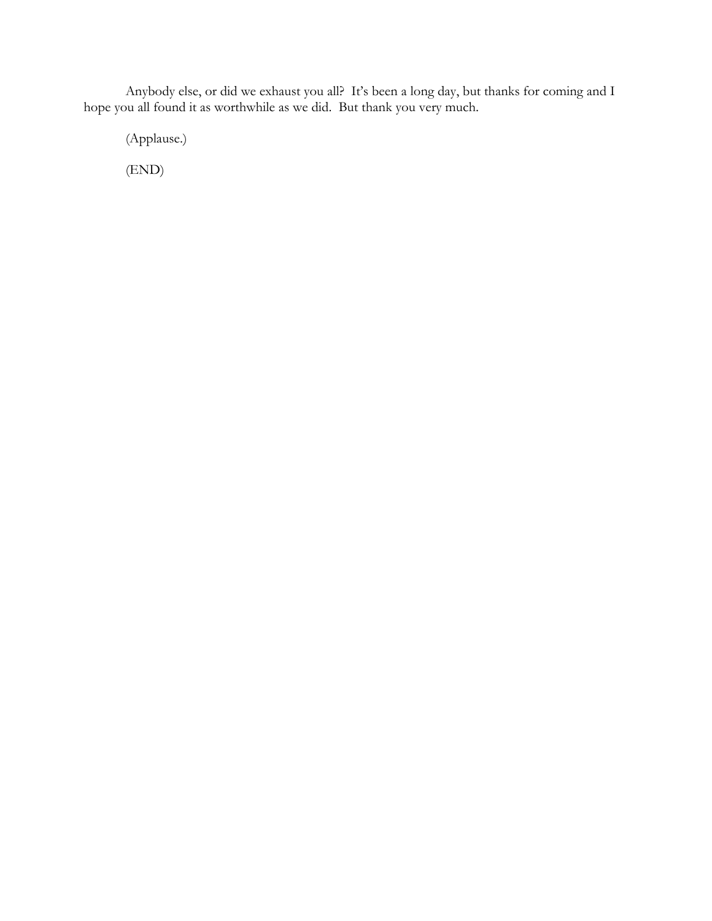Anybody else, or did we exhaust you all? It's been a long day, but thanks for coming and I hope you all found it as worthwhile as we did. But thank you very much.

(Applause.)

(END)